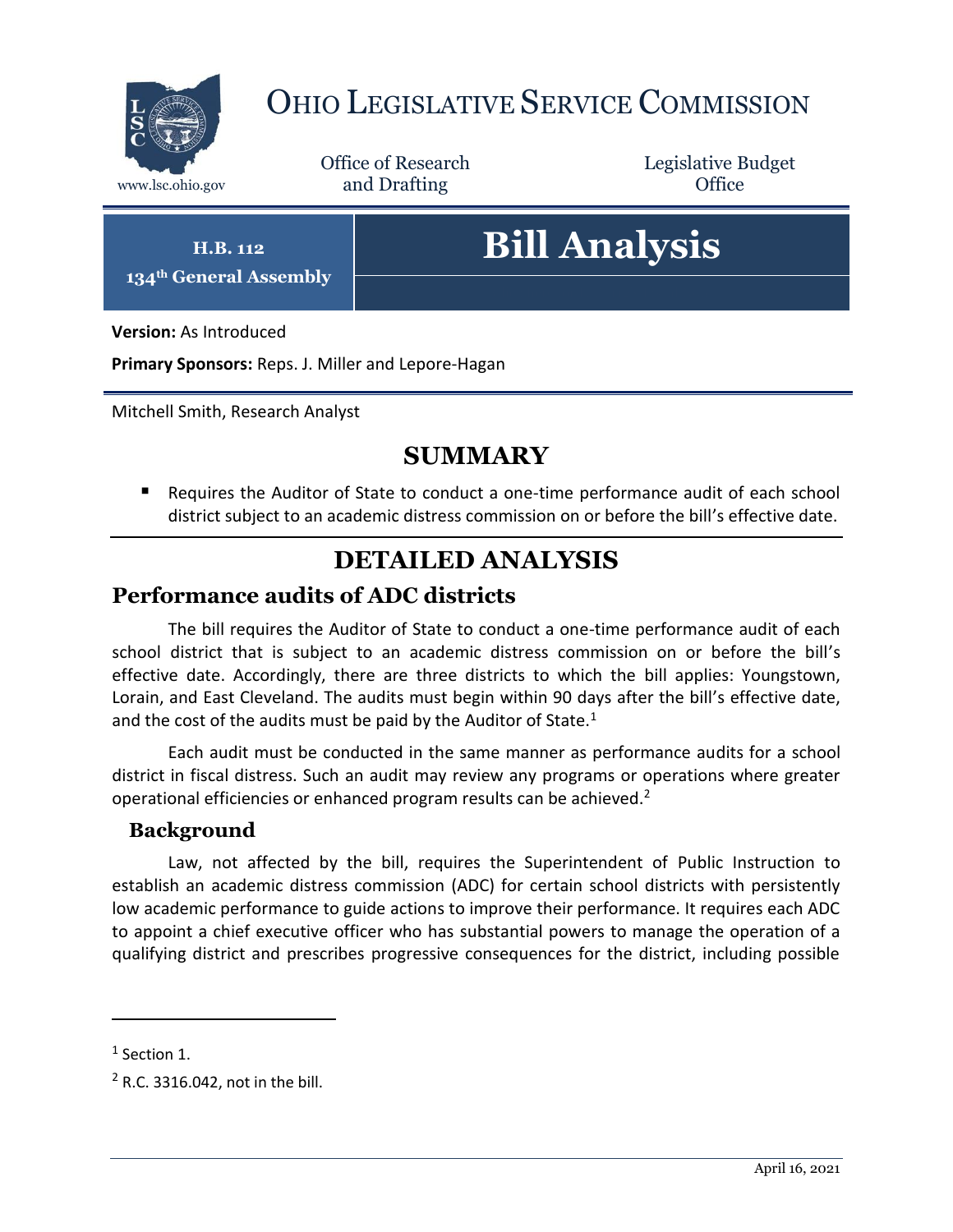# Ohio Legislative Service Commission

www.lsc.ohio.gov

Office of Research and Drafting

Legislative Budget Office

**H.B. 112**
**134th General Assembly**

# Bill Analysis

**Version:** As Introduced

**Primary Sponsors:** Reps. J. Miller and Lepore-Hagan

Mitchell Smith, Research Analyst

## SUMMARY

- Requires the Auditor of State to conduct a one-time performance audit of each school district subject to an academic distress commission on or before the bill's effective date.

## DETAILED ANALYSIS

### Performance audits of ADC districts

The bill requires the Auditor of State to conduct a one-time performance audit of each school district that is subject to an academic distress commission on or before the bill's effective date. Accordingly, there are three districts to which the bill applies: Youngstown, Lorain, and East Cleveland. The audits must begin within 90 days after the bill's effective date, and the cost of the audits must be paid by the Auditor of State.[1]

Each audit must be conducted in the same manner as performance audits for a school district in fiscal distress. Such an audit may review any programs or operations where greater operational efficiencies or enhanced program results can be achieved.[2]

#### Background

Law, not affected by the bill, requires the Superintendent of Public Instruction to establish an academic distress commission (ADC) for certain school districts with persistently low academic performance to guide actions to improve their performance. It requires each ADC to appoint a chief executive officer who has substantial powers to manage the operation of a qualifying district and prescribes progressive consequences for the district, including possible

---

[1] Section 1.

[2] R.C. 3316.042, not in the bill.

April 16, 2021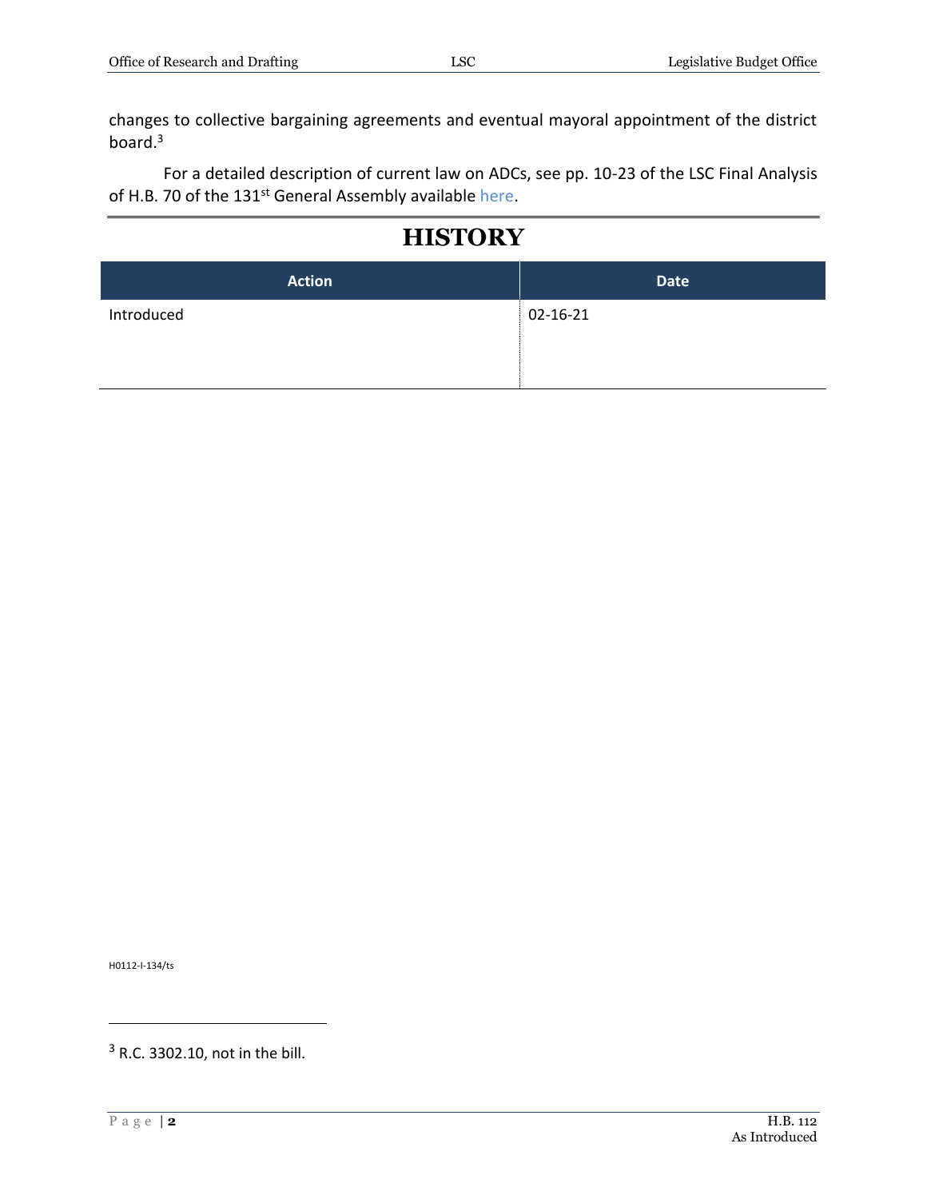changes to collective bargaining agreements and eventual mayoral appointment of the district board.[3]

For a detailed description of current law on ADCs, see pp. 10-23 of the LSC Final Analysis of H.B. 70 of the 131st General Assembly available here.

# HISTORY

| Action | Date |
| --- | --- |
| Introduced | 02-16-21 |

H0112-I-134/ts

[3] R.C. 3302.10, not in the bill.